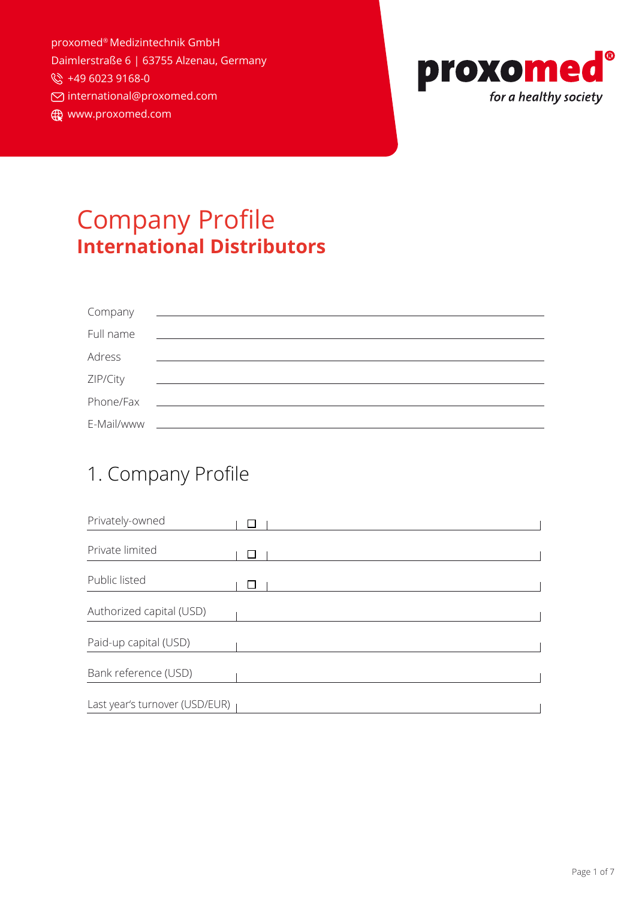proxomed® Medizintechnik GmbH
Daimlerstraße 6 | 63755 Alzenau, Germany
+49 6023 9168-0
international@proxomed.com
www.proxomed.com

proxomed®
*for a healthy society*

# Company Profile
## International Distributors

| | |
|---|---|
| Company | |
| Full name | |
| Adress | |
| ZIP/City | |
| Phone/Fax | |
| E-Mail/www | |

## 1. Company Profile

| | | |
|---|---|---|
| Privately-owned | ☐ | |
| Private limited | ☐ | |
| Public listed | ☐ | |
| Authorized capital (USD) | | |
| Paid-up capital (USD) | | |
| Bank reference (USD) | | |
| Last year's turnover (USD/EUR) | | |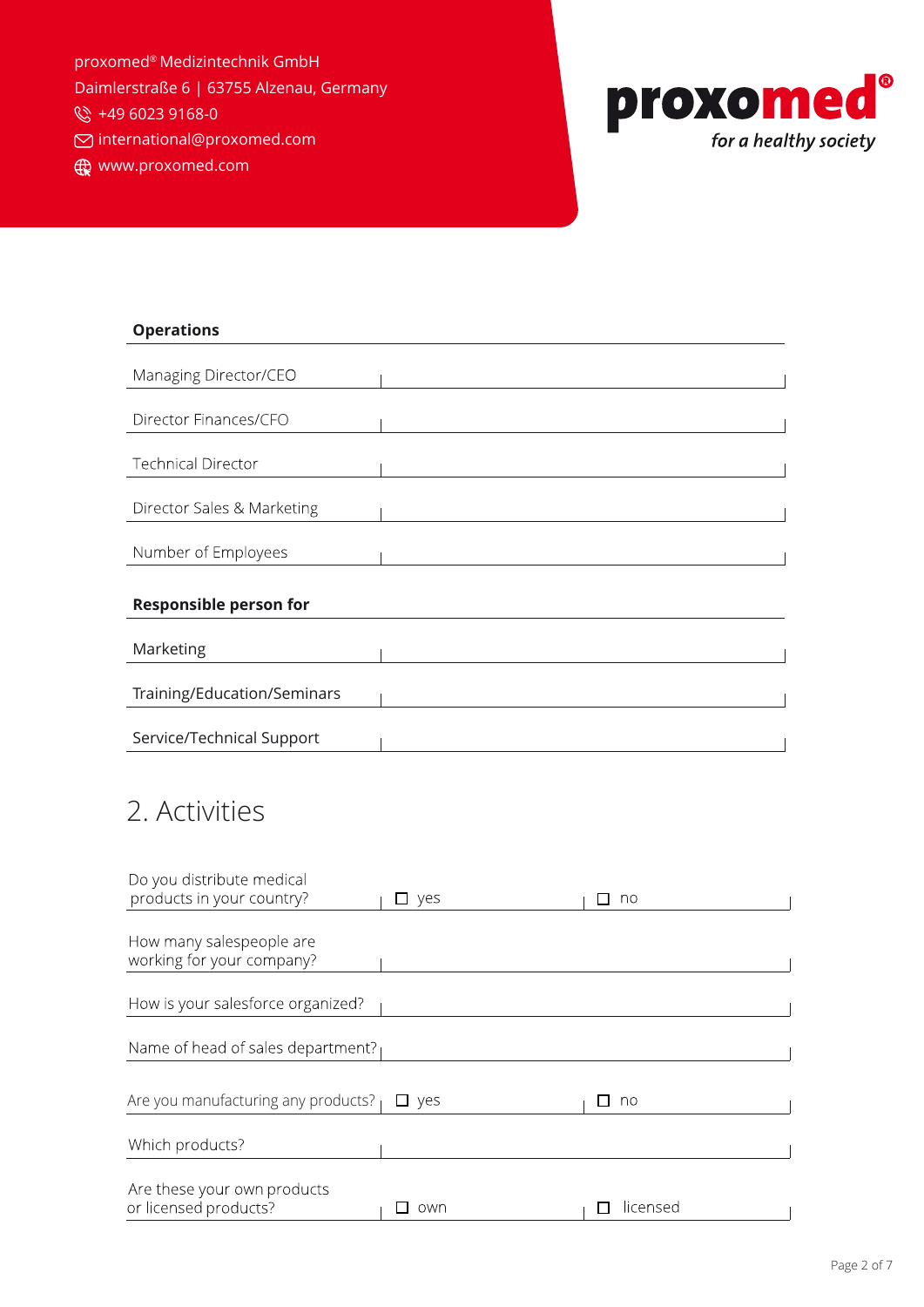proxomed® Medizintechnik GmbH
Daimlerstraße 6 | 63755 Alzenau, Germany
+49 6023 9168-0
international@proxomed.com
www.proxomed.com

**proxomed®**
*for a healthy society*

| **Operations** | |
|---|---|
| Managing Director/CEO | |
| Director Finances/CFO | |
| Technical Director | |
| Director Sales & Marketing | |
| Number of Employees | |

| **Responsible person for** | |
|---|---|
| Marketing | |
| Training/Education/Seminars | |
| Service/Technical Support | |

## 2. Activities

| | | |
|---|---|---|
| Do you distribute medical products in your country? | ☐ yes | ☐ no |
| How many salespeople are working for your company? | | |
| How is your salesforce organized? | | |
| Name of head of sales department? | | |
| Are you manufacturing any products? | ☐ yes | ☐ no |
| Which products? | | |
| Are these your own products or licensed products? | ☐ own | ☐ licensed |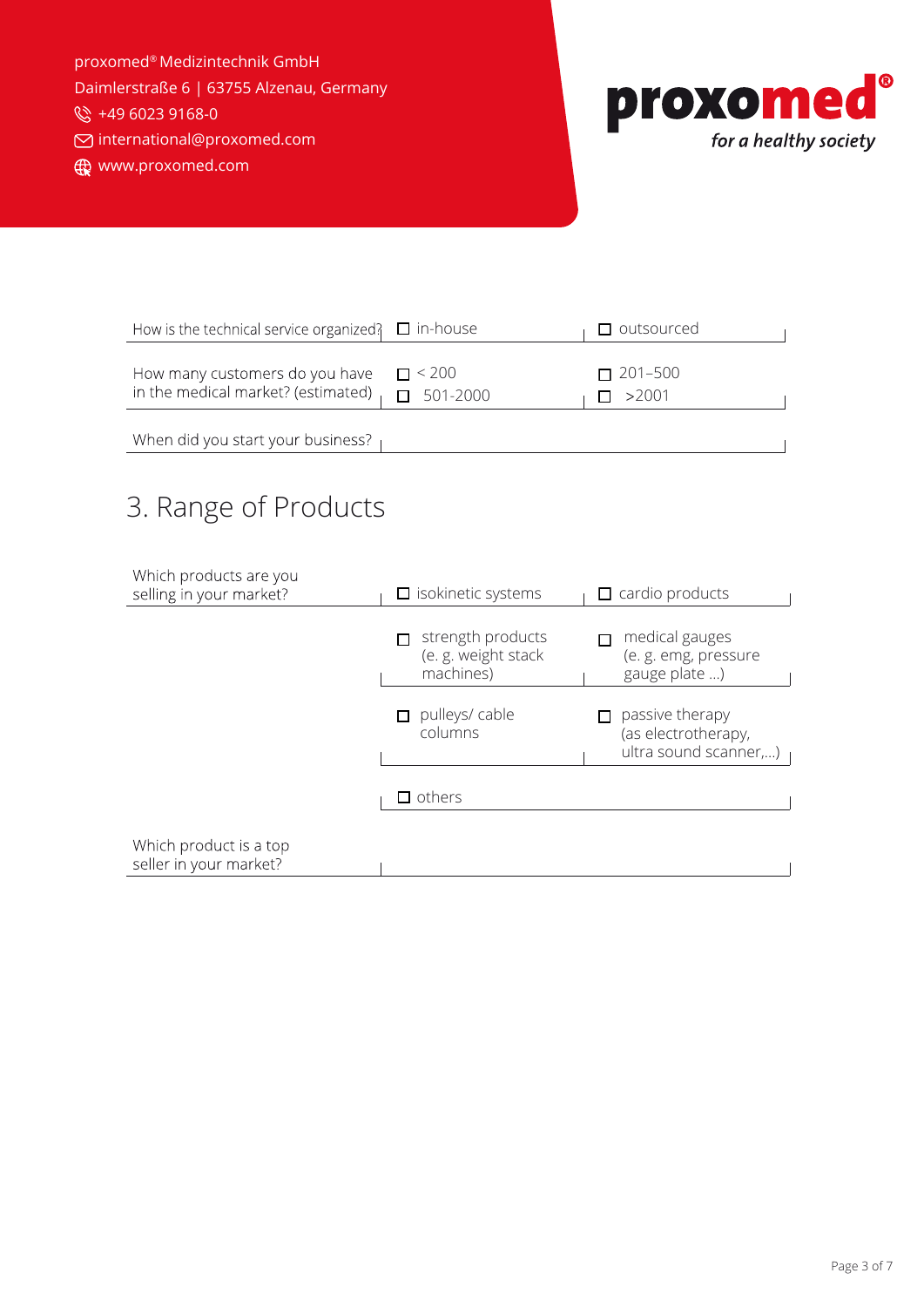proxomed® Medizintechnik GmbH
Daimlerstraße 6 | 63755 Alzenau, Germany
+49 6023 9168-0
international@proxomed.com
www.proxomed.com

**proxomed®**
*for a healthy society*

| | | |
|---|---|---|
| How is the technical service organized? | ☐ in-house | ☐ outsourced |
| How many customers do you have in the medical market? (estimated) | ☐ < 200<br>☐ 501-2000 | ☐ 201–500<br>☐ >2001 |
| When did you start your business? | | |

## 3. Range of Products

| | | |
|---|---|---|
| Which products are you selling in your market? | ☐ isokinetic systems | ☐ cardio products |
| | ☐ strength products (e. g. weight stack machines) | ☐ medical gauges (e. g. emg, pressure gauge plate ...) |
| | ☐ pulleys/ cable columns | ☐ passive therapy (as electrotherapy, ultra sound scanner,...) |
| | ☐ others | |
| Which product is a top seller in your market? | | |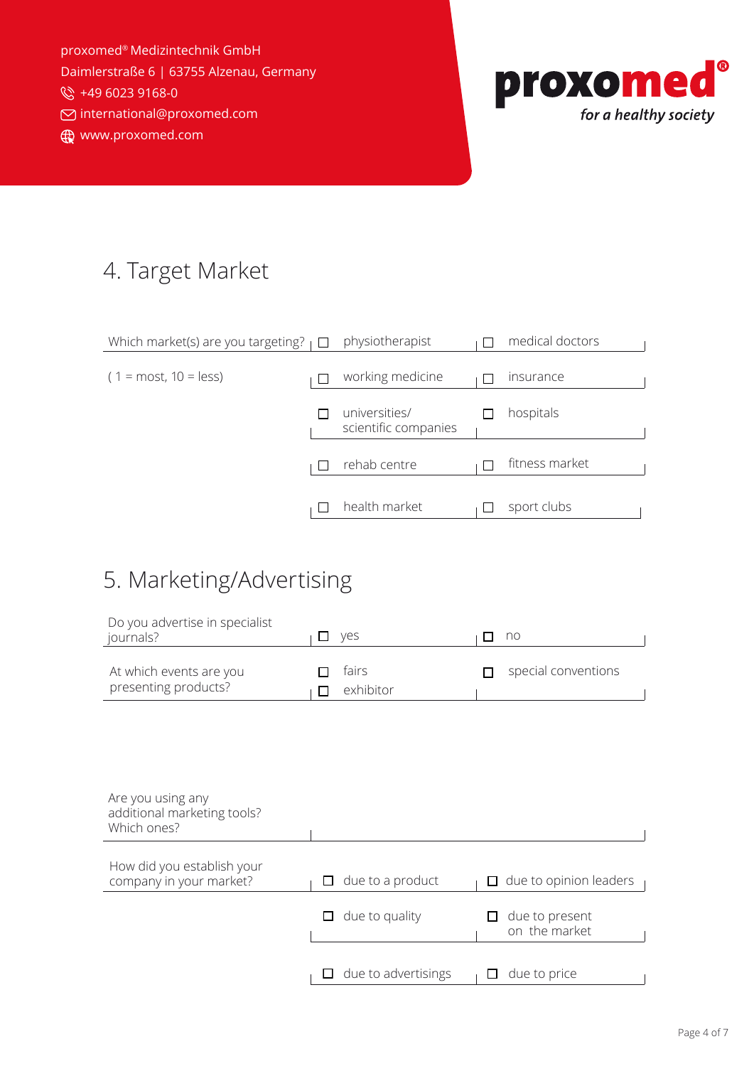proxomed® Medizintechnik GmbH
Daimlerstraße 6 | 63755 Alzenau, Germany
+49 6023 9168-0
international@proxomed.com
www.proxomed.com

**proxomed®** *for a healthy society*

## 4. Target Market

| | | |
|---|---|---|
| Which market(s) are you targeting? | ☐ physiotherapist | ☐ medical doctors |
| ( 1 = most, 10 = less) | ☐ working medicine | ☐ insurance |
| | ☐ universities/ scientific companies | ☐ hospitals |
| | ☐ rehab centre | ☐ fitness market |
| | ☐ health market | ☐ sport clubs |

## 5. Marketing/Advertising

| | | |
|---|---|---|
| Do you advertise in specialist journals? | ☐ yes | ☐ no |
| At which events are you presenting products? | ☐ fairs<br>☐ exhibitor | ☐ special conventions |
| Are you using any additional marketing tools? Which ones? | | |
| How did you establish your company in your market? | ☐ due to a product | ☐ due to opinion leaders |
| | ☐ due to quality | ☐ due to present on the market |
| | ☐ due to advertisings | ☐ due to price |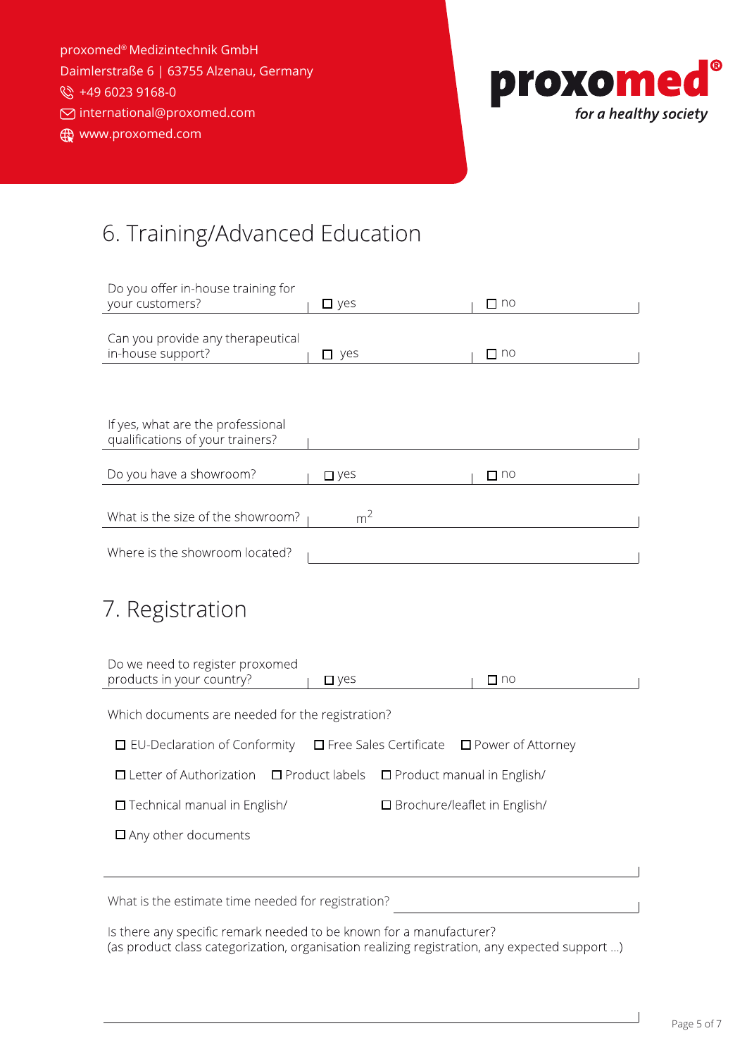proxomed® Medizintechnik GmbH
Daimlerstraße 6 | 63755 Alzenau, Germany
+49 6023 9168-0
international@proxomed.com
www.proxomed.com

**proxomed®**
*for a healthy society*

# 6. Training/Advanced Education

| | | |
|---|---|---|
| Do you offer in-house training for your customers? | ☐ yes | ☐ no |
| Can you provide any therapeutical in-house support? | ☐ yes | ☐ no |

| | |
|---|---|
| If yes, what are the professional qualifications of your trainers? | |

| | | |
|---|---|---|
| Do you have a showroom? | ☐ yes | ☐ no |

| | |
|---|---|
| What is the size of the showroom? | $m^2$ |
| Where is the showroom located? | |

# 7. Registration

| | | |
|---|---|---|
| Do we need to register proxomed products in your country? | ☐ yes | ☐ no |

Which documents are needed for the registration?

☐ EU-Declaration of Conformity ☐ Free Sales Certificate ☐ Power of Attorney

☐ Letter of Authorization ☐ Product labels ☐ Product manual in English/

☐ Technical manual in English/ ☐ Brochure/leaflet in English/

☐ Any other documents

What is the estimate time needed for registration?

Is there any specific remark needed to be known for a manufacturer?
(as product class categorization, organisation realizing registration, any expected support ...)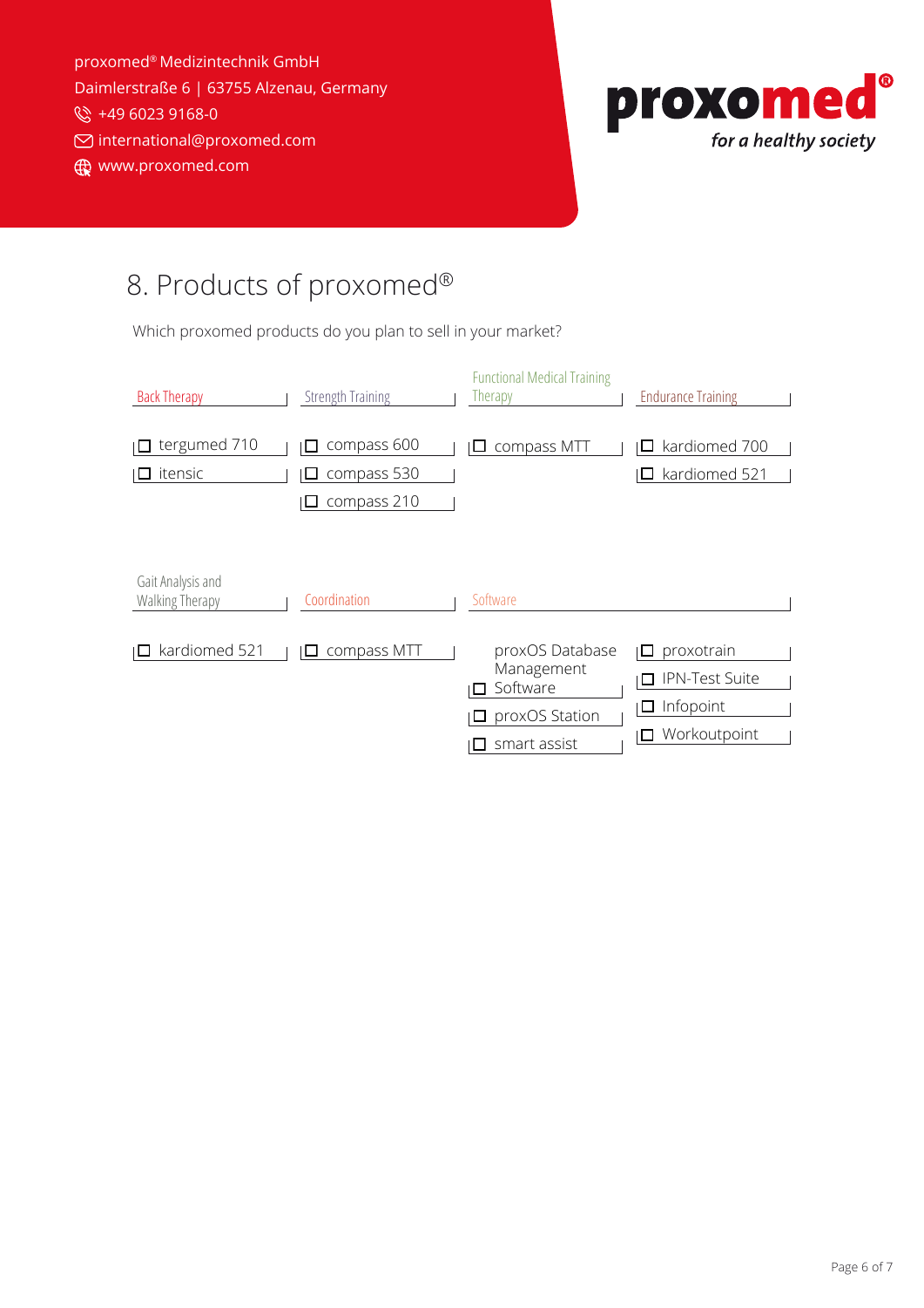proxomed® Medizintechnik GmbH
Daimlerstraße 6 | 63755 Alzenau, Germany
+49 6023 9168-0
international@proxomed.com
www.proxomed.com

**proxomed®** *for a healthy society*

# 8. Products of proxomed®

Which proxomed products do you plan to sell in your market?

| Back Therapy | Strength Training | Functional Medical Training Therapy | Endurance Training |
|---|---|---|---|
| ☐ tergumed 710 | ☐ compass 600 | ☐ compass MTT | ☐ kardiomed 700 |
| ☐ itensic | ☐ compass 530 | | ☐ kardiomed 521 |
| | ☐ compass 210 | | |

| Gait Analysis and Walking Therapy | Coordination | Software | |
|---|---|---|---|
| ☐ kardiomed 521 | ☐ compass MTT | ☐ proxOS Database Management Software | ☐ proxotrain |
| | | ☐ proxOS Station | ☐ IPN-Test Suite |
| | | ☐ smart assist | ☐ Infopoint |
| | | | ☐ Workoutpoint |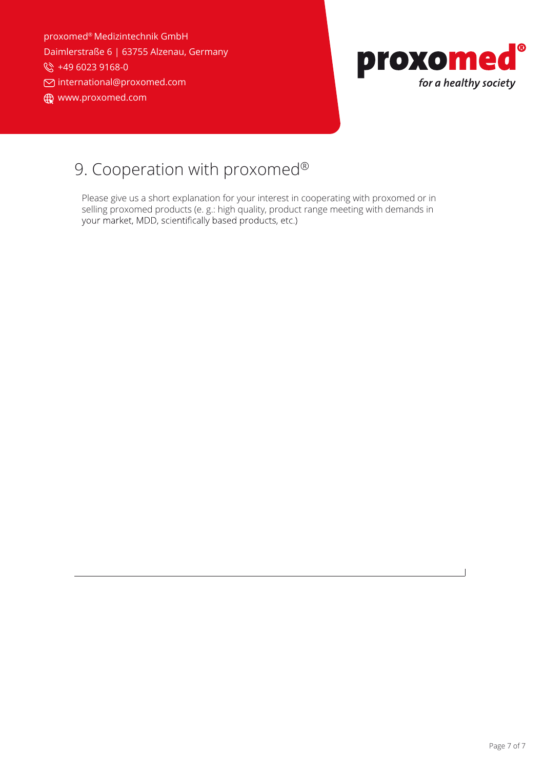proxomed® Medizintechnik GmbH
Daimlerstraße 6 | 63755 Alzenau, Germany
+49 6023 9168-0
international@proxomed.com
www.proxomed.com

proxomed®
*for a healthy society*

# 9. Cooperation with proxomed®

Please give us a short explanation for your interest in cooperating with proxomed or in selling proxomed products (e. g.: high quality, product range meeting with demands in your market, MDD, scientifically based products, etc.)